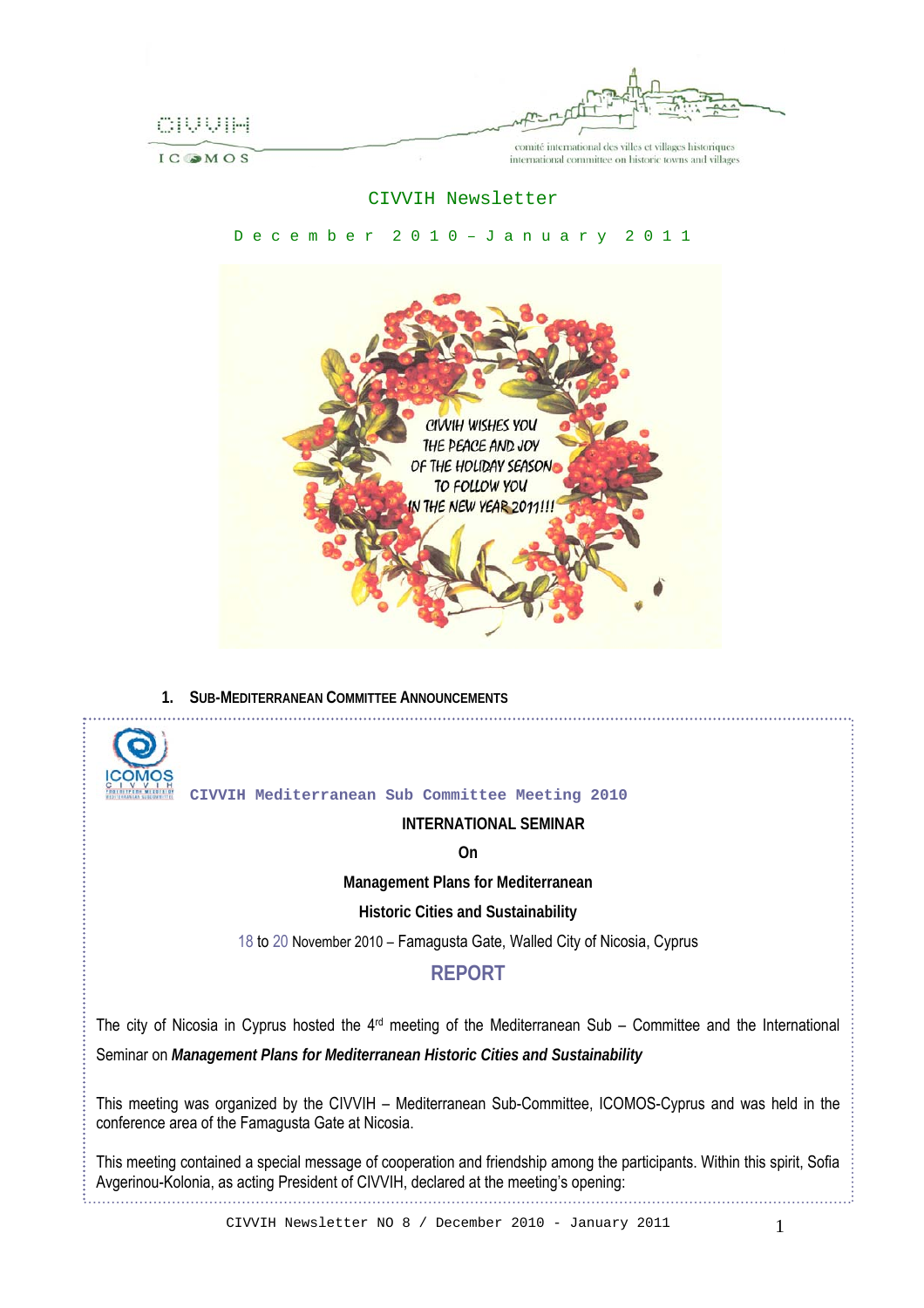CIVVIH

ICOMOS

comité international des villes et villages historiques
international committee on historic towns and villages

# CIVVIH Newsletter

December 2010 – January 2011

CIVVIH WISHES YOU THE PEACE AND JOY OF THE HOLIDAY SEASON TO FOLLOW YOU IN THE NEW YEAR 2011!!!

## 1. Sub-Mediterranean Committee Announcements

ICOMOS CIVVIH

**CIVVIH Mediterranean Sub Committee Meeting 2010**

**INTERNATIONAL SEMINAR**

**On**

**Management Plans for Mediterranean**

**Historic Cities and Sustainability**

18 to 20 November 2010 – Famagusta Gate, Walled City of Nicosia, Cyprus

### REPORT

The city of Nicosia in Cyprus hosted the 4rd meeting of the Mediterranean Sub – Committee and the International Seminar on ***Management Plans for Mediterranean Historic Cities and Sustainability***

This meeting was organized by the CIVVIH – Mediterranean Sub-Committee, ICOMOS-Cyprus and was held in the conference area of the Famagusta Gate at Nicosia.

This meeting contained a special message of cooperation and friendship among the participants. Within this spirit, Sofia Avgerinou-Kolonia, as acting President of CIVVIH, declared at the meeting's opening: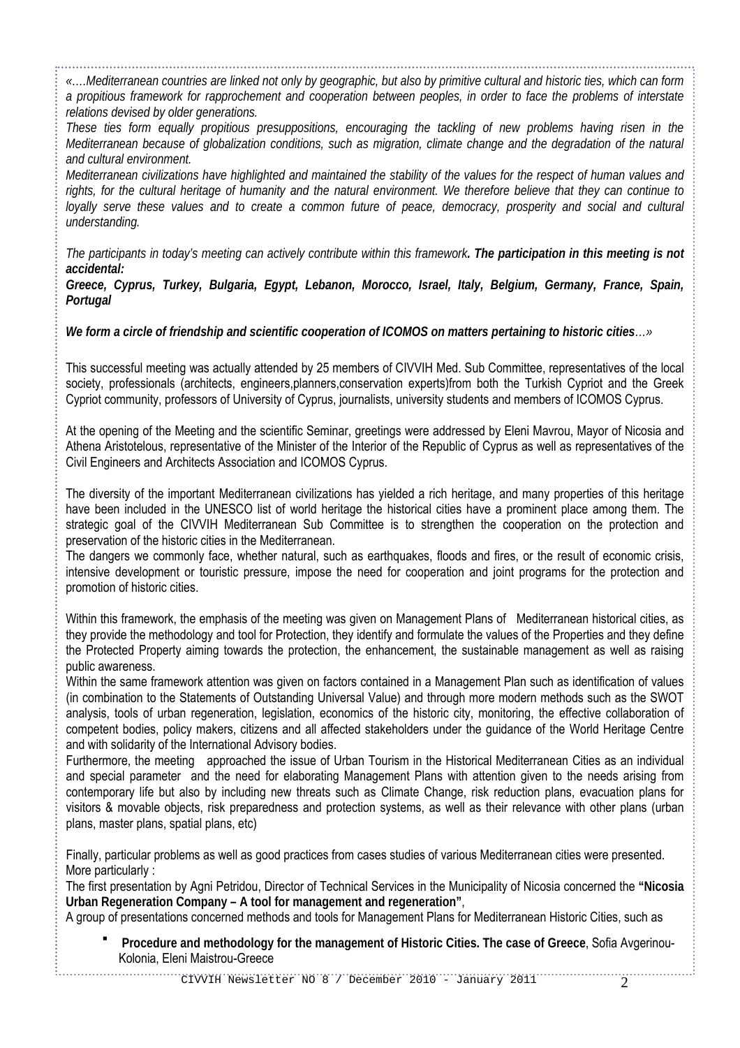*«….Mediterranean countries are linked not only by geographic, but also by primitive cultural and historic ties, which can form a propitious framework for rapprochement and cooperation between peoples, in order to face the problems of interstate relations devised by older generations.*

*These ties form equally propitious presuppositions, encouraging the tackling of new problems having risen in the Mediterranean because of globalization conditions, such as migration, climate change and the degradation of the natural and cultural environment.*

*Mediterranean civilizations have highlighted and maintained the stability of the values for the respect of human values and rights, for the cultural heritage of humanity and the natural environment. We therefore believe that they can continue to loyally serve these values and to create a common future of peace, democracy, prosperity and social and cultural understanding.*

*The participants in today's meeting can actively contribute within this framework.* ***The participation in this meeting is not accidental:***

***Greece, Cyprus, Turkey, Bulgaria, Egypt, Lebanon, Morocco, Israel, Italy, Belgium, Germany, France, Spain, Portugal***

***We form a circle of friendship and scientific cooperation of ICOMOS on matters pertaining to historic cities****…»*

This successful meeting was actually attended by 25 members of CIVVIH Med. Sub Committee, representatives of the local society, professionals (architects, engineers,planners,conservation experts)from both the Turkish Cypriot and the Greek Cypriot community, professors of University of Cyprus, journalists, university students and members of ICOMOS Cyprus.

At the opening of the Meeting and the scientific Seminar, greetings were addressed by Eleni Mavrou, Mayor of Nicosia and Athena Aristotelous, representative of the Minister of the Interior of the Republic of Cyprus as well as representatives of the Civil Engineers and Architects Association and ICOMOS Cyprus.

The diversity of the important Mediterranean civilizations has yielded a rich heritage, and many properties of this heritage have been included in the UNESCO list of world heritage the historical cities have a prominent place among them. The strategic goal of the CIVVIH Mediterranean Sub Committee is to strengthen the cooperation on the protection and preservation of the historic cities in the Mediterranean.

The dangers we commonly face, whether natural, such as earthquakes, floods and fires, or the result of economic crisis, intensive development or touristic pressure, impose the need for cooperation and joint programs for the protection and promotion of historic cities.

Within this framework, the emphasis of the meeting was given on Management Plans of Mediterranean historical cities, as they provide the methodology and tool for Protection, they identify and formulate the values of the Properties and they define the Protected Property aiming towards the protection, the enhancement, the sustainable management as well as raising public awareness.

Within the same framework attention was given on factors contained in a Management Plan such as identification of values (in combination to the Statements of Outstanding Universal Value) and through more modern methods such as the SWOT analysis, tools of urban regeneration, legislation, economics of the historic city, monitoring, the effective collaboration of competent bodies, policy makers, citizens and all affected stakeholders under the guidance of the World Heritage Centre and with solidarity of the International Advisory bodies.

Furthermore, the meeting approached the issue of Urban Tourism in the Historical Mediterranean Cities as an individual and special parameter and the need for elaborating Management Plans with attention given to the needs arising from contemporary life but also by including new threats such as Climate Change, risk reduction plans, evacuation plans for visitors & movable objects, risk preparedness and protection systems, as well as their relevance with other plans (urban plans, master plans, spatial plans, etc)

Finally, particular problems as well as good practices from cases studies of various Mediterranean cities were presented. More particularly :

The first presentation by Agni Petridou, Director of Technical Services in the Municipality of Nicosia concerned the **"Nicosia Urban Regeneration Company – A tool for management and regeneration"**,

A group of presentations concerned methods and tools for Management Plans for Mediterranean Historic Cities, such as

- **Procedure and methodology for the management of Historic Cities. The case of Greece**, Sofia Avgerinou-Kolonia, Eleni Maistrou-Greece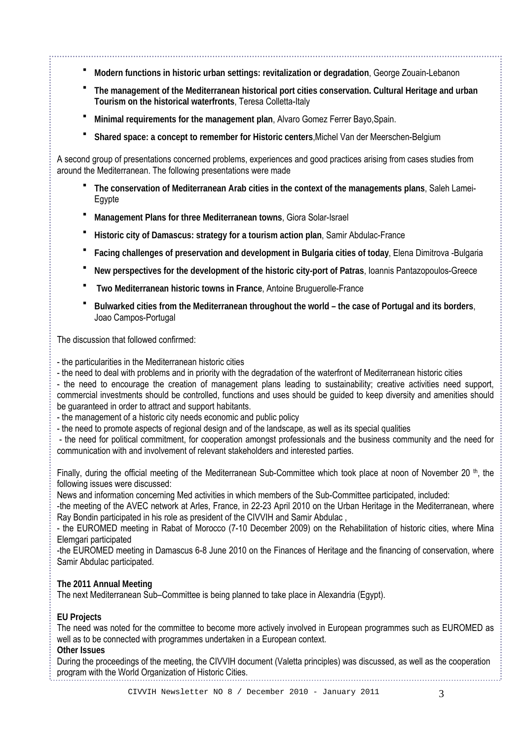- **Modern functions in historic urban settings: revitalization or degradation**, George Zouain-Lebanon
- **The management of the Mediterranean historical port cities conservation. Cultural Heritage and urban Tourism on the historical waterfronts**, Teresa Colletta-Italy
- **Minimal requirements for the management plan**, Alvaro Gomez Ferrer Bayo,Spain.
- **Shared space: a concept to remember for Historic centers**,Michel Van der Meerschen-Belgium

A second group of presentations concerned problems, experiences and good practices arising from cases studies from around the Mediterranean. The following presentations were made

- **The conservation of Mediterranean Arab cities in the context of the managements plans**, Saleh Lamei-Egypte
- **Management Plans for three Mediterranean towns**, Giora Solar-Israel
- **Historic city of Damascus: strategy for a tourism action plan**, Samir Abdulac-France
- **Facing challenges of preservation and development in Bulgaria cities of today**, Elena Dimitrova -Bulgaria
- **New perspectives for the development of the historic city-port of Patras**, Ioannis Pantazopoulos-Greece
- **Two Mediterranean historic towns in France**, Antoine Bruguerolle-France
- **Bulwarked cities from the Mediterranean throughout the world – the case of Portugal and its borders**, Joao Campos-Portugal

The discussion that followed confirmed:

- the particularities in the Mediterranean historic cities
- the need to deal with problems and in priority with the degradation of the waterfront of Mediterranean historic cities
- the need to encourage the creation of management plans leading to sustainability; creative activities need support, commercial investments should be controlled, functions and uses should be guided to keep diversity and amenities should be guaranteed in order to attract and support habitants.
- the management of a historic city needs economic and public policy
- the need to promote aspects of regional design and of the landscape, as well as its special qualities
- the need for political commitment, for cooperation amongst professionals and the business community and the need for communication with and involvement of relevant stakeholders and interested parties.

Finally, during the official meeting of the Mediterranean Sub-Committee which took place at noon of November 20 th, the following issues were discussed:

News and information concerning Med activities in which members of the Sub-Committee participated, included:

-the meeting of the AVEC network at Arles, France, in 22-23 April 2010 on the Urban Heritage in the Mediterranean, where Ray Bondin participated in his role as president of the CIVVIH and Samir Abdulac ,

- the EUROMED meeting in Rabat of Morocco (7-10 December 2009) on the Rehabilitation of historic cities, where Mina Elemgari participated

-the EUROMED meeting in Damascus 6-8 June 2010 on the Finances of Heritage and the financing of conservation, where Samir Abdulac participated.

**The 2011 Annual Meeting**

The next Mediterranean Sub–Committee is being planned to take place in Alexandria (Egypt).

**EU Projects**

The need was noted for the committee to become more actively involved in European programmes such as EUROMED as well as to be connected with programmes undertaken in a European context.

**Other Issues**

During the proceedings of the meeting, the CIVVIH document (Valetta principles) was discussed, as well as the cooperation program with the World Organization of Historic Cities.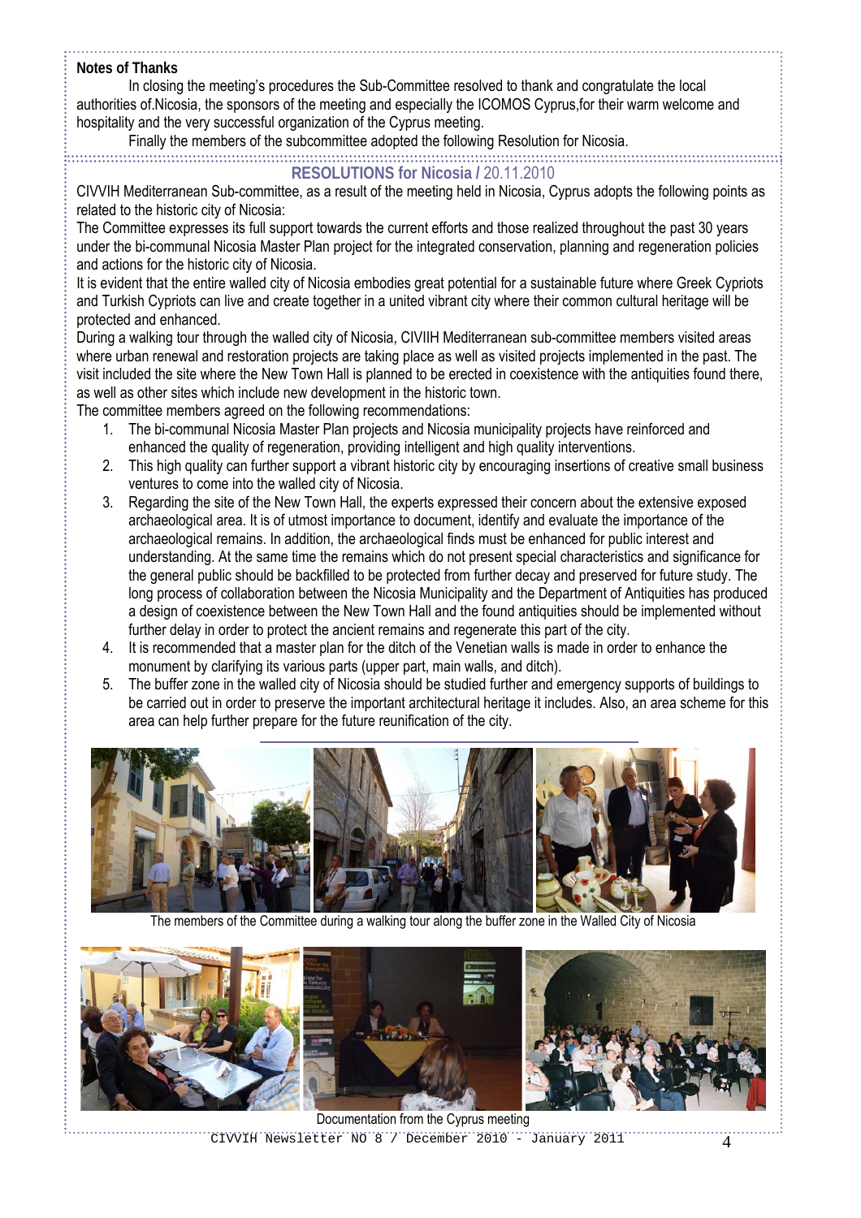**Notes of Thanks**

In closing the meeting's procedures the Sub-Committee resolved to thank and congratulate the local authorities of.Nicosia, the sponsors of the meeting and especially the ICOMOS Cyprus,for their warm welcome and hospitality and the very successful organization of the Cyprus meeting.

Finally the members of the subcommittee adopted the following Resolution for Nicosia.

## RESOLUTIONS for Nicosia / 20.11.2010

CIVVIH Mediterranean Sub-committee, as a result of the meeting held in Nicosia, Cyprus adopts the following points as related to the historic city of Nicosia:

The Committee expresses its full support towards the current efforts and those realized throughout the past 30 years under the bi-communal Nicosia Master Plan project for the integrated conservation, planning and regeneration policies and actions for the historic city of Nicosia.

It is evident that the entire walled city of Nicosia embodies great potential for a sustainable future where Greek Cypriots and Turkish Cypriots can live and create together in a united vibrant city where their common cultural heritage will be protected and enhanced.

During a walking tour through the walled city of Nicosia, CIVIIH Mediterranean sub-committee members visited areas where urban renewal and restoration projects are taking place as well as visited projects implemented in the past. The visit included the site where the New Town Hall is planned to be erected in coexistence with the antiquities found there, as well as other sites which include new development in the historic town.

The committee members agreed on the following recommendations:

1. The bi-communal Nicosia Master Plan projects and Nicosia municipality projects have reinforced and enhanced the quality of regeneration, providing intelligent and high quality interventions.
2. This high quality can further support a vibrant historic city by encouraging insertions of creative small business ventures to come into the walled city of Nicosia.
3. Regarding the site of the New Town Hall, the experts expressed their concern about the extensive exposed archaeological area. It is of utmost importance to document, identify and evaluate the importance of the archaeological remains. In addition, the archaeological finds must be enhanced for public interest and understanding. At the same time the remains which do not present special characteristics and significance for the general public should be backfilled to be protected from further decay and preserved for future study. The long process of collaboration between the Nicosia Municipality and the Department of Antiquities has produced a design of coexistence between the New Town Hall and the found antiquities should be implemented without further delay in order to protect the ancient remains and regenerate this part of the city.
4. It is recommended that a master plan for the ditch of the Venetian walls is made in order to enhance the monument by clarifying its various parts (upper part, main walls, and ditch).
5. The buffer zone in the walled city of Nicosia should be studied further and emergency supports of buildings to be carried out in order to preserve the important architectural heritage it includes. Also, an area scheme for this area can help further prepare for the future reunification of the city.

The members of the Committee during a walking tour along the buffer zone in the Walled City of Nicosia

Documentation from the Cyprus meeting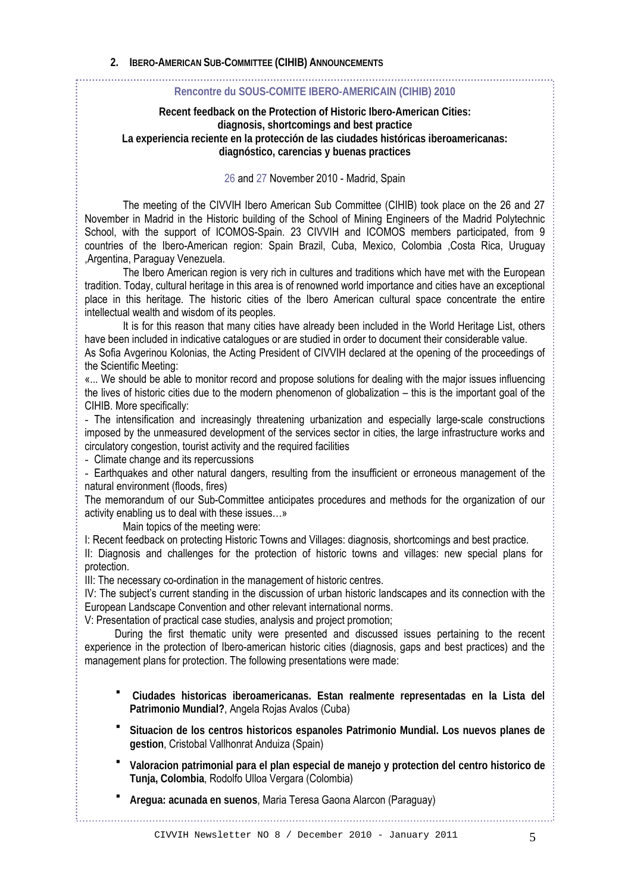## 2. Ibero-American Sub-Committee (CIHIB) Announcements

### Rencontre du SOUS-COMITE IBERO-AMERICAIN (CIHIB) 2010

**Recent feedback on the Protection of Historic Ibero-American Cities: diagnosis, shortcomings and best practice**
**La experiencia reciente en la protección de las ciudades históricas iberoamericanas: diagnóstico, carencias y buenas practices**

26 and 27 November 2010 - Madrid, Spain

The meeting of the CIVVIH Ibero American Sub Committee (CIHIB) took place on the 26 and 27 November in Madrid in the Historic building of the School of Mining Engineers of the Madrid Polytechnic School, with the support of ICOMOS-Spain. 23 CIVVIH and ICOMOS members participated, from 9 countries of the Ibero-American region: Spain Brazil, Cuba, Mexico, Colombia ,Costa Rica, Uruguay ,Argentina, Paraguay Venezuela.

The Ibero American region is very rich in cultures and traditions which have met with the European tradition. Today, cultural heritage in this area is of renowned world importance and cities have an exceptional place in this heritage. The historic cities of the Ibero American cultural space concentrate the entire intellectual wealth and wisdom of its peoples.

It is for this reason that many cities have already been included in the World Heritage List, others have been included in indicative catalogues or are studied in order to document their considerable value.

As Sofia Avgerinou Kolonias, the Acting President of CIVVIH declared at the opening of the proceedings of the Scientific Meeting:

«... We should be able to monitor record and propose solutions for dealing with the major issues influencing the lives of historic cities due to the modern phenomenon of globalization – this is the important goal of the CIHIB. More specifically:

- The intensification and increasingly threatening urbanization and especially large-scale constructions imposed by the unmeasured development of the services sector in cities, the large infrastructure works and circulatory congestion, tourist activity and the required facilities
- Climate change and its repercussions
- Earthquakes and other natural dangers, resulting from the insufficient or erroneous management of the natural environment (floods, fires)

The memorandum of our Sub-Committee anticipates procedures and methods for the organization of our activity enabling us to deal with these issues…»

Main topics of the meeting were:

I: Recent feedback on protecting Historic Towns and Villages: diagnosis, shortcomings and best practice.

II: Diagnosis and challenges for the protection of historic towns and villages: new special plans for protection.

III: The necessary co-ordination in the management of historic centres.

IV: The subject's current standing in the discussion of urban historic landscapes and its connection with the European Landscape Convention and other relevant international norms.

V: Presentation of practical case studies, analysis and project promotion;

During the first thematic unity were presented and discussed issues pertaining to the recent experience in the protection of Ibero-american historic cities (diagnosis, gaps and best practices) and the management plans for protection. The following presentations were made:

- **Ciudades historicas iberoamericanas. Estan realmente representadas en la Lista del Patrimonio Mundial?**, Angela Rojas Avalos (Cuba)
- **Situacion de los centros historicos espanoles Patrimonio Mundial. Los nuevos planes de gestion**, Cristobal Vallhonrat Anduiza (Spain)
- **Valoracion patrimonial para el plan especial de manejo y protection del centro historico de Tunja, Colombia**, Rodolfo Ulloa Vergara (Colombia)
- **Aregua: acunada en suenos**, Maria Teresa Gaona Alarcon (Paraguay)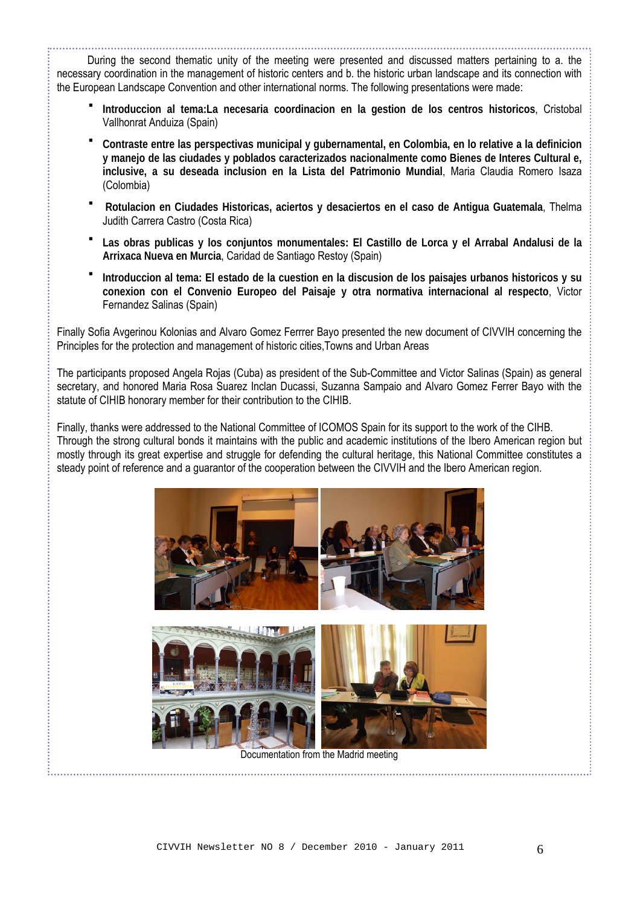During the second thematic unity of the meeting were presented and discussed matters pertaining to a. the necessary coordination in the management of historic centers and b. the historic urban landscape and its connection with the European Landscape Convention and other international norms. The following presentations were made:

- **Introduccion al tema:La necesaria coordinacion en la gestion de los centros historicos**, Cristobal Vallhonrat Anduiza (Spain)
- **Contraste entre las perspectivas municipal y gubernamental, en Colombia, en lo relative a la definicion y manejo de las ciudades y poblados caracterizados nacionalmente como Bienes de Interes Cultural e, inclusive, a su deseada inclusion en la Lista del Patrimonio Mundial**, Maria Claudia Romero Isaza (Colombia)
- **Rotulacion en Ciudades Historicas, aciertos y desaciertos en el caso de Antigua Guatemala**, Thelma Judith Carrera Castro (Costa Rica)
- **Las obras publicas y los conjuntos monumentales: El Castillo de Lorca y el Arrabal Andalusi de la Arrixaca Nueva en Murcia**, Caridad de Santiago Restoy (Spain)
- **Introduccion al tema: El estado de la cuestion en la discusion de los paisajes urbanos historicos y su conexion con el Convenio Europeo del Paisaje y otra normativa internacional al respecto**, Victor Fernandez Salinas (Spain)

Finally Sofia Avgerinou Kolonias and Alvaro Gomez Ferrrer Bayo presented the new document of CIVVIH concerning the Principles for the protection and management of historic cities,Towns and Urban Areas

The participants proposed Angela Rojas (Cuba) as president of the Sub-Committee and Victor Salinas (Spain) as general secretary, and honored Maria Rosa Suarez Inclan Ducassi, Suzanna Sampaio and Alvaro Gomez Ferrer Bayo with the statute of CIHIB honorary member for their contribution to the CIHIB.

Finally, thanks were addressed to the National Committee of ICOMOS Spain for its support to the work of the CIHB. Through the strong cultural bonds it maintains with the public and academic institutions of the Ibero American region but mostly through its great expertise and struggle for defending the cultural heritage, this National Committee constitutes a steady point of reference and a guarantor of the cooperation between the CIVVIH and the Ibero American region.

Documentation from the Madrid meeting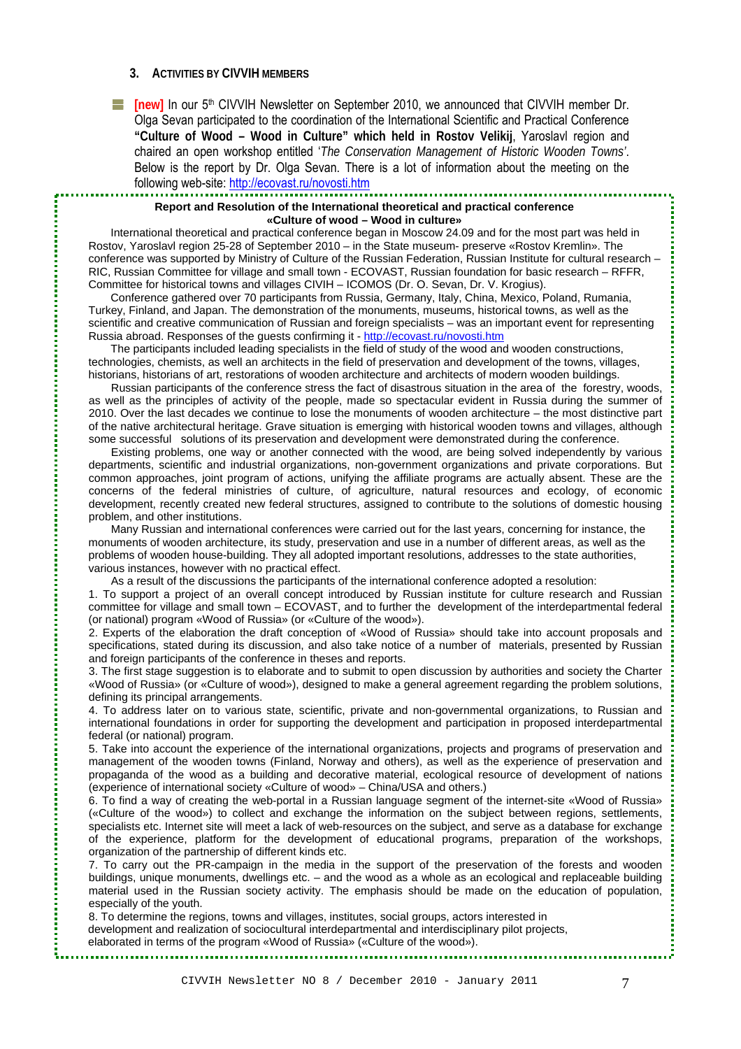### 3. ACTIVITIES BY CIVVIH MEMBERS

**[new]** In our 5th CIVVIH Newsletter on September 2010, we announced that CIVVIH member Dr. Olga Sevan participated to the coordination of the International Scientific and Practical Conference **"Culture of Wood – Wood in Culture" which held in Rostov Velikij**, Yaroslavl region and chaired an open workshop entitled '*The Conservation Management of Historic Wooden Towns*'. Below is the report by Dr. Olga Sevan. There is a lot of information about the meeting on the following web-site: http://ecovast.ru/novosti.htm

**Report and Resolution of the International theoretical and practical conference «Culture of wood – Wood in culture»**

International theoretical and practical conference began in Moscow 24.09 and for the most part was held in Rostov, Yaroslavl region 25-28 of September 2010 – in the State museum- preserve «Rostov Kremlin». The conference was supported by Ministry of Culture of the Russian Federation, Russian Institute for cultural research – RIC, Russian Committee for village and small town - ECOVAST, Russian foundation for basic research – RFFR, Committee for historical towns and villages CIVIH – ICOMOS (Dr. O. Sevan, Dr. V. Krogius).

Conference gathered over 70 participants from Russia, Germany, Italy, China, Mexico, Poland, Rumania, Turkey, Finland, and Japan. The demonstration of the monuments, museums, historical towns, as well as the scientific and creative communication of Russian and foreign specialists – was an important event for representing Russia abroad. Responses of the guests confirming it - http://ecovast.ru/novosti.htm

The participants included leading specialists in the field of study of the wood and wooden constructions, technologies, chemists, as well an architects in the field of preservation and development of the towns, villages, historians, historians of art, restorations of wooden architecture and architects of modern wooden buildings.

Russian participants of the conference stress the fact of disastrous situation in the area of the forestry, woods, as well as the principles of activity of the people, made so spectacular evident in Russia during the summer of 2010. Over the last decades we continue to lose the monuments of wooden architecture – the most distinctive part of the native architectural heritage. Grave situation is emerging with historical wooden towns and villages, although some successful solutions of its preservation and development were demonstrated during the conference.

Existing problems, one way or another connected with the wood, are being solved independently by various departments, scientific and industrial organizations, non-government organizations and private corporations. But common approaches, joint program of actions, unifying the affiliate programs are actually absent. These are the concerns of the federal ministries of culture, of agriculture, natural resources and ecology, of economic development, recently created new federal structures, assigned to contribute to the solutions of domestic housing problem, and other institutions.

Many Russian and international conferences were carried out for the last years, concerning for instance, the monuments of wooden architecture, its study, preservation and use in a number of different areas, as well as the problems of wooden house-building. They all adopted important resolutions, addresses to the state authorities, various instances, however with no practical effect.

As a result of the discussions the participants of the international conference adopted a resolution:

1. To support a project of an overall concept introduced by Russian institute for culture research and Russian committee for village and small town – ECOVAST, and to further the development of the interdepartmental federal (or national) program «Wood of Russia» (or «Culture of the wood»).
2. Experts of the elaboration the draft conception of «Wood of Russia» should take into account proposals and specifications, stated during its discussion, and also take notice of a number of materials, presented by Russian and foreign participants of the conference in theses and reports.
3. The first stage suggestion is to elaborate and to submit to open discussion by authorities and society the Charter «Wood of Russia» (or «Culture of wood»), designed to make a general agreement regarding the problem solutions, defining its principal arrangements.
4. To address later on to various state, scientific, private and non-governmental organizations, to Russian and international foundations in order for supporting the development and participation in proposed interdepartmental federal (or national) program.
5. Take into account the experience of the international organizations, projects and programs of preservation and management of the wooden towns (Finland, Norway and others), as well as the experience of preservation and propaganda of the wood as a building and decorative material, ecological resource of development of nations (experience of international society «Culture of wood» – China/USA and others.)
6. To find a way of creating the web-portal in a Russian language segment of the internet-site «Wood of Russia» («Culture of the wood») to collect and exchange the information on the subject between regions, settlements, specialists etc. Internet site will meet a lack of web-resources on the subject, and serve as a database for exchange of the experience, platform for the development of educational programs, preparation of the workshops, organization of the partnership of different kinds etc.
7. To carry out the PR-campaign in the media in the support of the preservation of the forests and wooden buildings, unique monuments, dwellings etc. – and the wood as a whole as an ecological and replaceable building material used in the Russian society activity. The emphasis should be made on the education of population, especially of the youth.
8. To determine the regions, towns and villages, institutes, social groups, actors interested in development and realization of sociocultural interdepartmental and interdisciplinary pilot projects, elaborated in terms of the program «Wood of Russia» («Culture of the wood»).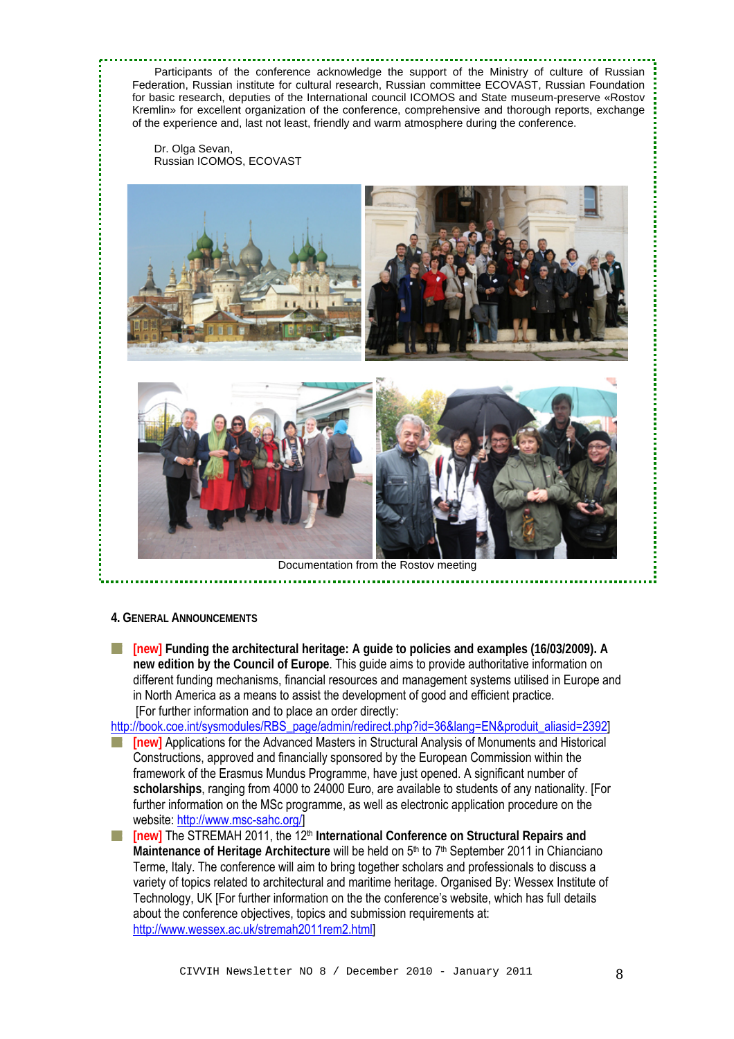Participants of the conference acknowledge the support of the Ministry of culture of Russian Federation, Russian institute for cultural research, Russian committee ECOVAST, Russian Foundation for basic research, deputies of the International council ICOMOS and State museum-preserve «Rostov Kremlin» for excellent organization of the conference, comprehensive and thorough reports, exchange of the experience and, last not least, friendly and warm atmosphere during the conference.

Dr. Olga Sevan,
Russian ICOMOS, ECOVAST

Documentation from the Rostov meeting

## 4. General Announcements

- **[new] Funding the architectural heritage: A guide to policies and examples (16/03/2009). A new edition by the Council of Europe**. This guide aims to provide authoritative information on different funding mechanisms, financial resources and management systems utilised in Europe and in North America as a means to assist the development of good and efficient practice.
  [For further information and to place an order directly:
  http://book.coe.int/sysmodules/RBS_page/admin/redirect.php?id=36&lang=EN&produit_aliasid=2392]
- **[new]** Applications for the Advanced Masters in Structural Analysis of Monuments and Historical Constructions, approved and financially sponsored by the European Commission within the framework of the Erasmus Mundus Programme, have just opened. A significant number of **scholarships**, ranging from 4000 to 24000 Euro, are available to students of any nationality. [For further information on the MSc programme, as well as electronic application procedure on the website: http://www.msc-sahc.org/]
- **[new]** The STREMAH 2011, the 12th **International Conference on Structural Repairs and Maintenance of Heritage Architecture** will be held on 5th to 7th September 2011 in Chianciano Terme, Italy. The conference will aim to bring together scholars and professionals to discuss a variety of topics related to architectural and maritime heritage. Organised By: Wessex Institute of Technology, UK [For further information on the the conference's website, which has full details about the conference objectives, topics and submission requirements at: http://www.wessex.ac.uk/stremah2011rem2.html]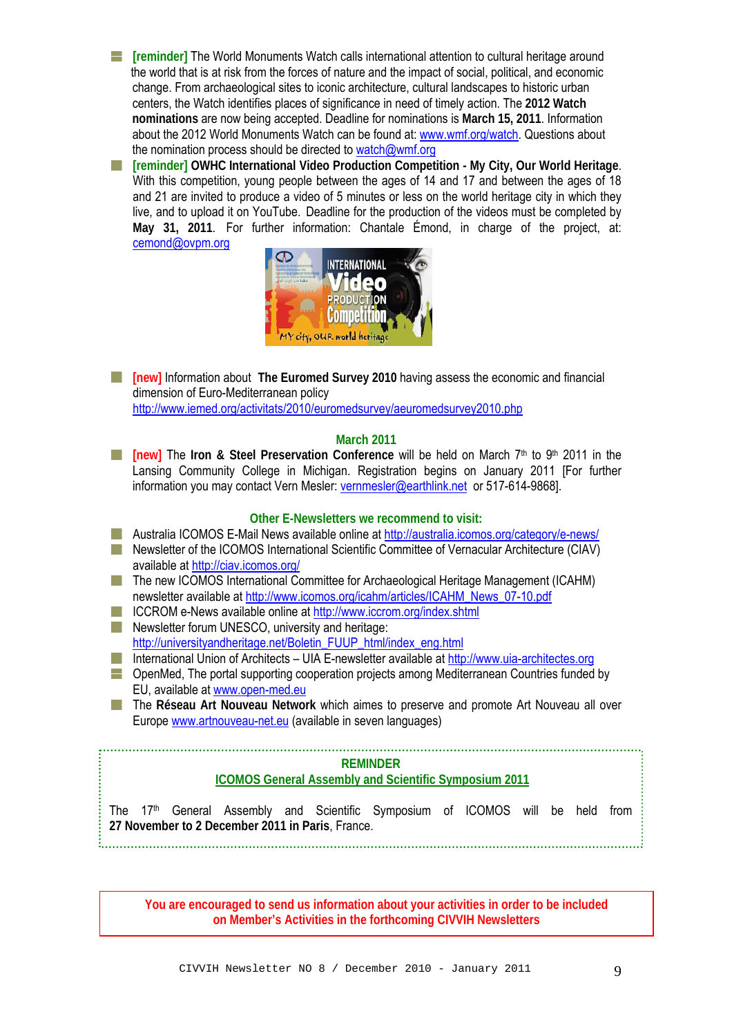- **[reminder]** The World Monuments Watch calls international attention to cultural heritage around the world that is at risk from the forces of nature and the impact of social, political, and economic change. From archaeological sites to iconic architecture, cultural landscapes to historic urban centers, the Watch identifies places of significance in need of timely action. The **2012 Watch nominations** are now being accepted. Deadline for nominations is **March 15, 2011**. Information about the 2012 World Monuments Watch can be found at: www.wmf.org/watch. Questions about the nomination process should be directed to watch@wmf.org
- **[reminder] OWHC International Video Production Competition - My City, Our World Heritage**. With this competition, young people between the ages of 14 and 17 and between the ages of 18 and 21 are invited to produce a video of 5 minutes or less on the world heritage city in which they live, and to upload it on YouTube. Deadline for the production of the videos must be completed by **May 31, 2011**. For further information: Chantale Émond, in charge of the project, at: cemond@ovpm.org

- **[new]** Information about **The Euromed Survey 2010** having assess the economic and financial dimension of Euro-Mediterranean policy http://www.iemed.org/activitats/2010/euromedsurvey/aeuromedsurvey2010.php

**March 2011**

- **[new]** The **Iron & Steel Preservation Conference** will be held on March 7th to 9th 2011 in the Lansing Community College in Michigan. Registration begins on January 2011 [For further information you may contact Vern Mesler: vernmesler@earthlink.net or 517-614-9868].

**Other E-Newsletters we recommend to visit:**

- Australia ICOMOS E-Mail News available online at http://australia.icomos.org/category/e-news/
- Newsletter of the ICOMOS International Scientific Committee of Vernacular Architecture (CIAV) available at http://ciav.icomos.org/
- The new ICOMOS International Committee for Archaeological Heritage Management (ICAHM) newsletter available at http://www.icomos.org/icahm/articles/ICAHM_News_07-10.pdf
- ICCROM e-News available online at http://www.iccrom.org/index.shtml
- Newsletter forum UNESCO, university and heritage: http://universityandheritage.net/Boletin_FUUP_html/index_eng.html
- International Union of Architects – UIA E-newsletter available at http://www.uia-architectes.org
- OpenMed, The portal supporting cooperation projects among Mediterranean Countries funded by EU, available at www.open-med.eu
- The **Réseau Art Nouveau Network** which aimes to preserve and promote Art Nouveau all over Europe www.artnouveau-net.eu (available in seven languages)

**REMINDER**

**ICOMOS General Assembly and Scientific Symposium 2011**

The 17th General Assembly and Scientific Symposium of ICOMOS will be held from **27 November to 2 December 2011 in Paris**, France.

**You are encouraged to send us information about your activities in order to be included on Member's Activities in the forthcoming CIVVIH Newsletters**